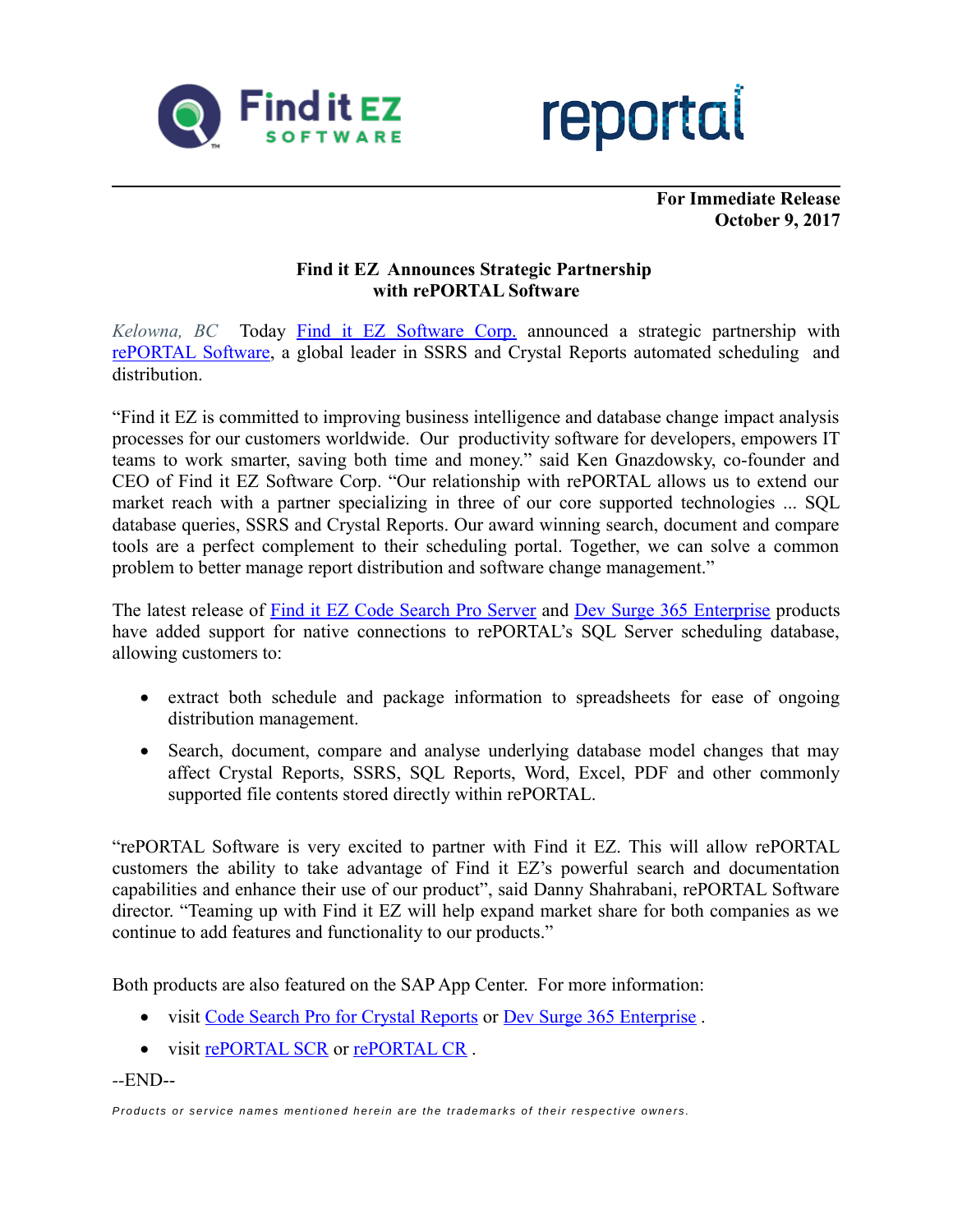**For Immediate Release**
**October 9, 2017**

**Find it EZ Announces Strategic Partnership with rePORTAL Software**

*Kelowna, BC* Today [Find it EZ Software Corp.]() announced a strategic partnership with [rePORTAL Software](), a global leader in SSRS and Crystal Reports automated scheduling and distribution.

"Find it EZ is committed to improving business intelligence and database change impact analysis processes for our customers worldwide. Our productivity software for developers, empowers IT teams to work smarter, saving both time and money." said Ken Gnazdowsky, co-founder and CEO of Find it EZ Software Corp. "Our relationship with rePORTAL allows us to extend our market reach with a partner specializing in three of our core supported technologies ... SQL database queries, SSRS and Crystal Reports. Our award winning search, document and compare tools are a perfect complement to their scheduling portal. Together, we can solve a common problem to better manage report distribution and software change management."

The latest release of [Find it EZ Code Search Pro Server]() and [Dev Surge 365 Enterprise]() products have added support for native connections to rePORTAL's SQL Server scheduling database, allowing customers to:

- extract both schedule and package information to spreadsheets for ease of ongoing distribution management.
- Search, document, compare and analyse underlying database model changes that may affect Crystal Reports, SSRS, SQL Reports, Word, Excel, PDF and other commonly supported file contents stored directly within rePORTAL.

"rePORTAL Software is very excited to partner with Find it EZ. This will allow rePORTAL customers the ability to take advantage of Find it EZ's powerful search and documentation capabilities and enhance their use of our product", said Danny Shahrabani, rePORTAL Software director. "Teaming up with Find it EZ will help expand market share for both companies as we continue to add features and functionality to our products."

Both products are also featured on the SAP App Center. For more information:

- visit [Code Search Pro for Crystal Reports]() or [Dev Surge 365 Enterprise]() .
- visit [rePORTAL SCR]() or [rePORTAL CR]() .

--END--

*Products or service names mentioned herein are the trademarks of their respective owners.*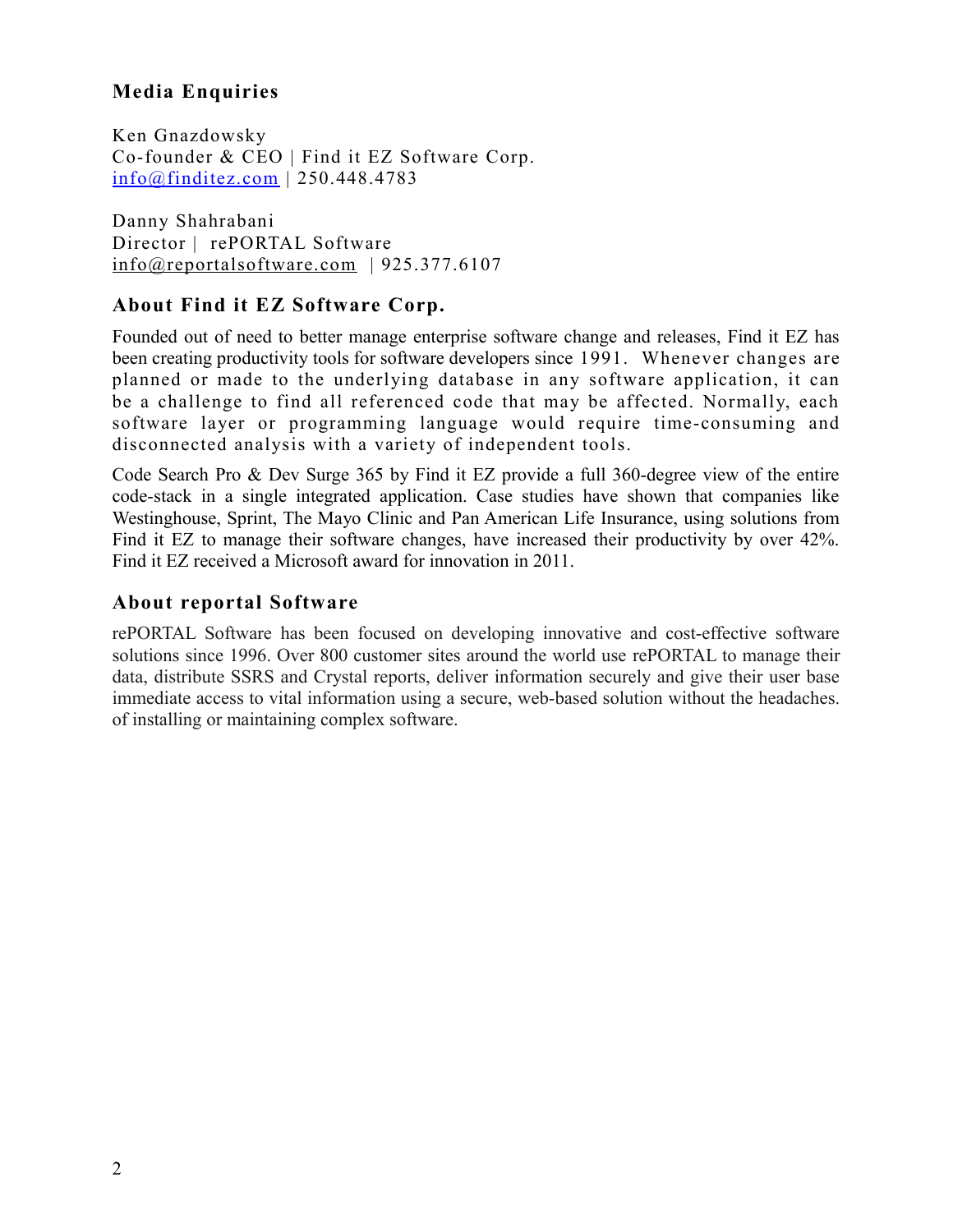## Media Enquiries

Ken Gnazdowsky
Co-founder & CEO | Find it EZ Software Corp.
info@finditez.com | 250.448.4783

Danny Shahrabani
Director | rePORTAL Software
info@reportalsoftware.com | 925.377.6107

## About Find it EZ Software Corp.

Founded out of need to better manage enterprise software change and releases, Find it EZ has been creating productivity tools for software developers since 1991. Whenever changes are planned or made to the underlying database in any software application, it can be a challenge to find all referenced code that may be affected. Normally, each software layer or programming language would require time-consuming and disconnected analysis with a variety of independent tools.

Code Search Pro & Dev Surge 365 by Find it EZ provide a full 360-degree view of the entire code-stack in a single integrated application. Case studies have shown that companies like Westinghouse, Sprint, The Mayo Clinic and Pan American Life Insurance, using solutions from Find it EZ to manage their software changes, have increased their productivity by over 42%. Find it EZ received a Microsoft award for innovation in 2011.

## About reportal Software

rePORTAL Software has been focused on developing innovative and cost-effective software solutions since 1996. Over 800 customer sites around the world use rePORTAL to manage their data, distribute SSRS and Crystal reports, deliver information securely and give their user base immediate access to vital information using a secure, web-based solution without the headaches. of installing or maintaining complex software.